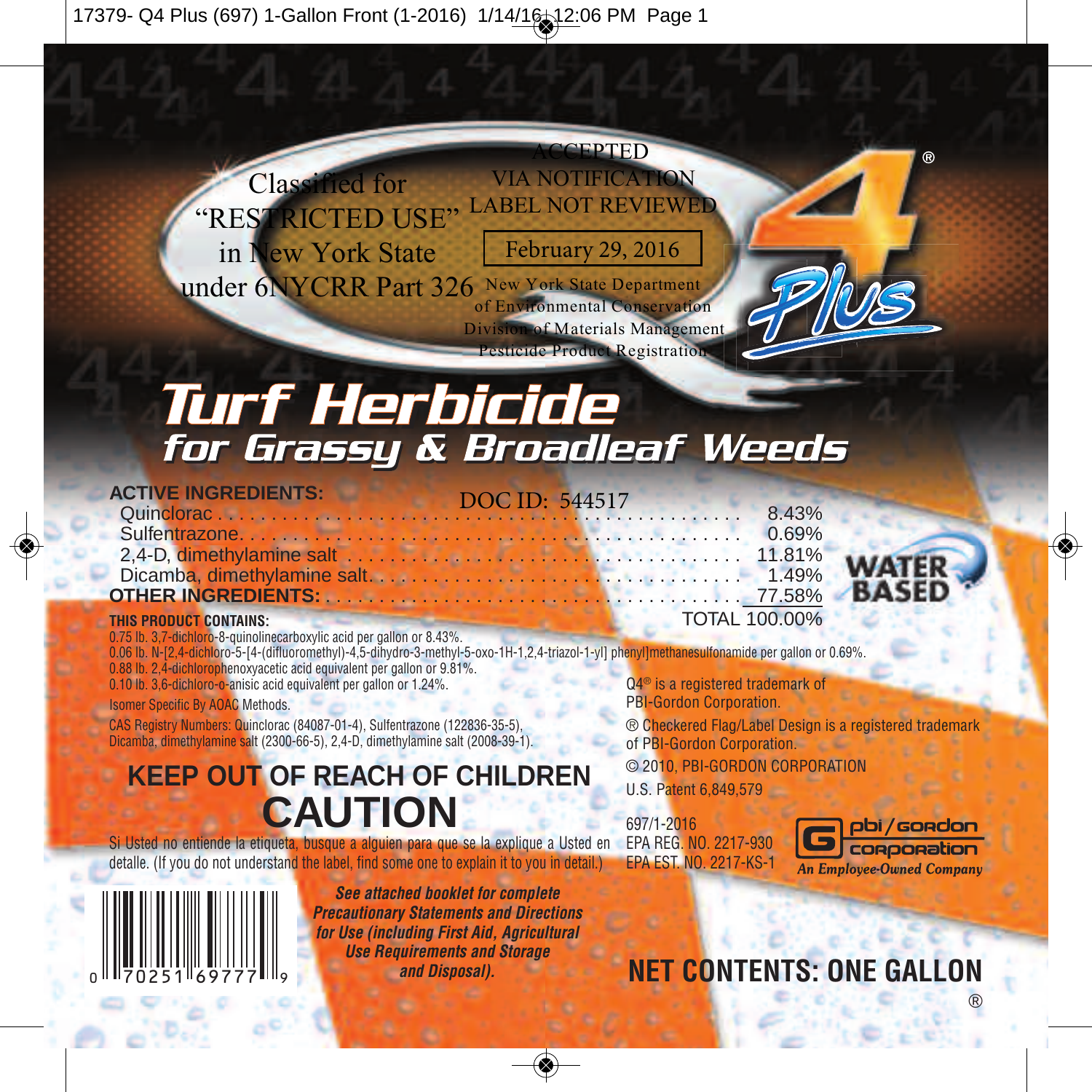Classified for "RESTRICTED USE" in New York State under 6NYCRR Part 326

ACCEPTED
VIA NOTIFICATION
LABEL NOT REVIEWED

February 29, 2016

New York State Department of Environmental Conservation
Division of Materials Management
Pesticide Product Registration

# Q4® Plus

# Turf Herbicide

## for Grassy & Broadleaf Weeds

DOC ID: 544517

| ACTIVE INGREDIENTS: | |
|---|---|
| Quinclorac | 8.43% |
| Sulfentrazone | 0.69% |
| 2,4-D, dimethylamine salt | 11.81% |
| Dicamba, dimethylamine salt | 1.49% |
| **OTHER INGREDIENTS:** | 77.58% |
| | TOTAL 100.00% |

WATER BASED

**THIS PRODUCT CONTAINS:**

0.75 lb. 3,7-dichloro-8-quinolinecarboxylic acid per gallon or 8.43%.
0.06 lb. N-[2,4-dichloro-5-[4-(difluoromethyl)-4,5-dihydro-3-methyl-5-oxo-1H-1,2,4-triazol-1-yl] phenyl]methanesulfonamide per gallon or 0.69%.
0.88 lb. 2,4-dichlorophenoxyacetic acid equivalent per gallon or 9.81%.
0.10 lb. 3,6-dichloro-o-anisic acid equivalent per gallon or 1.24%.

Isomer Specific By AOAC Methods.

CAS Registry Numbers: Quinclorac (84087-01-4), Sulfentrazone (122836-35-5), Dicamba, dimethylamine salt (2300-66-5), 2,4-D, dimethylamine salt (2008-39-1).

Q4® is a registered trademark of PBI-Gordon Corporation.

® Checkered Flag/Label Design is a registered trademark of PBI-Gordon Corporation.

© 2010, PBI-GORDON CORPORATION

U.S. Patent 6,849,579

## KEEP OUT OF REACH OF CHILDREN

## CAUTION

Si Usted no entiende la etiqueta, busque a alguien para que se la explique a Usted en detalle. (If you do not understand the label, find some one to explain it to you in detail.)

697/1-2016
EPA REG. NO. 2217-930
EPA EST. NO. 2217-KS-1

pbi/gordon corporation
*An Employee-Owned Company*

0 70251 69777 9

***See attached booklet for complete Precautionary Statements and Directions for Use (including First Aid, Agricultural Use Requirements and Storage and Disposal).***

**NET CONTENTS: ONE GALLON**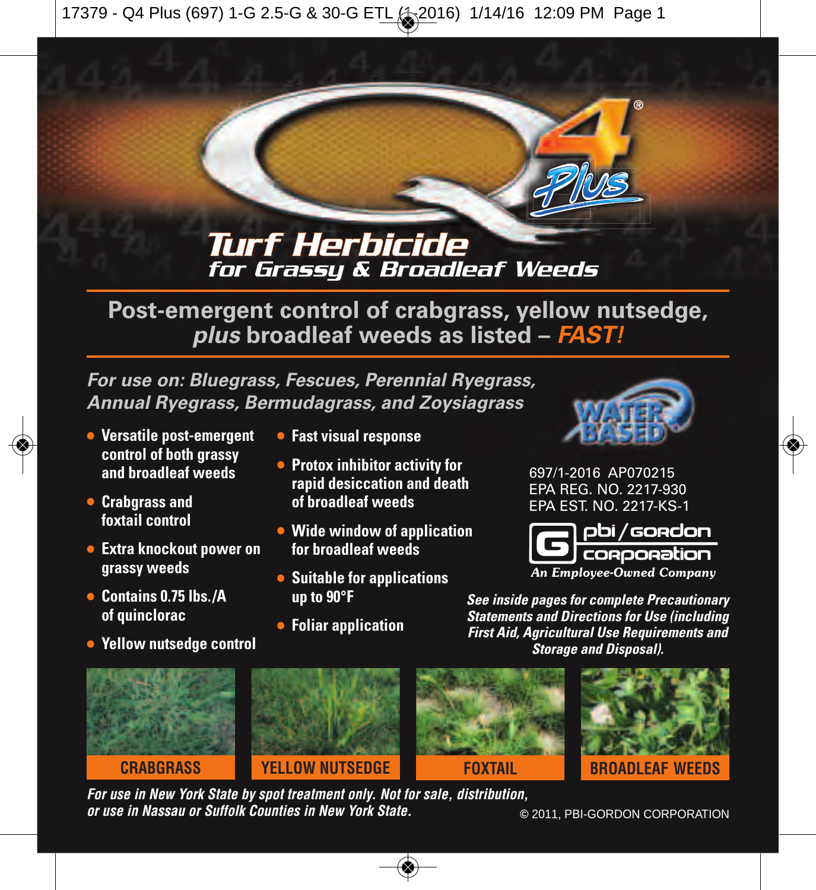# Q4® Plus

## Turf Herbicide
### for Grassy & Broadleaf Weeds

**Post-emergent control of crabgrass, yellow nutsedge, *plus* broadleaf weeds as listed – *FAST!***

***For use on: Bluegrass, Fescues, Perennial Ryegrass, Annual Ryegrass, Bermudagrass, and Zoysiagrass***

- **Versatile post-emergent control of both grassy and broadleaf weeds**
- **Crabgrass and foxtail control**
- **Extra knockout power on grassy weeds**
- **Contains 0.75 lbs./A of quinclorac**
- **Yellow nutsedge control**
- **Fast visual response**
- **Protox inhibitor activity for rapid desiccation and death of broadleaf weeds**
- **Wide window of application for broadleaf weeds**
- **Suitable for applications up to 90°F**
- **Foliar application**

WATER BASED

697/1-2016 AP070215
EPA REG. NO. 2217-930
EPA EST. NO. 2217-KS-1

pbi/gordon corporation
*An Employee-Owned Company*

***See inside pages for complete Precautionary Statements and Directions for Use (including First Aid, Agricultural Use Requirements and Storage and Disposal).***

CRABGRASS | YELLOW NUTSEDGE | FOXTAIL | BROADLEAF WEEDS

***For use in New York State by spot treatment only. Not for sale, distribution, or use in Nassau or Suffolk Counties in New York State.***

© 2011, PBI-GORDON CORPORATION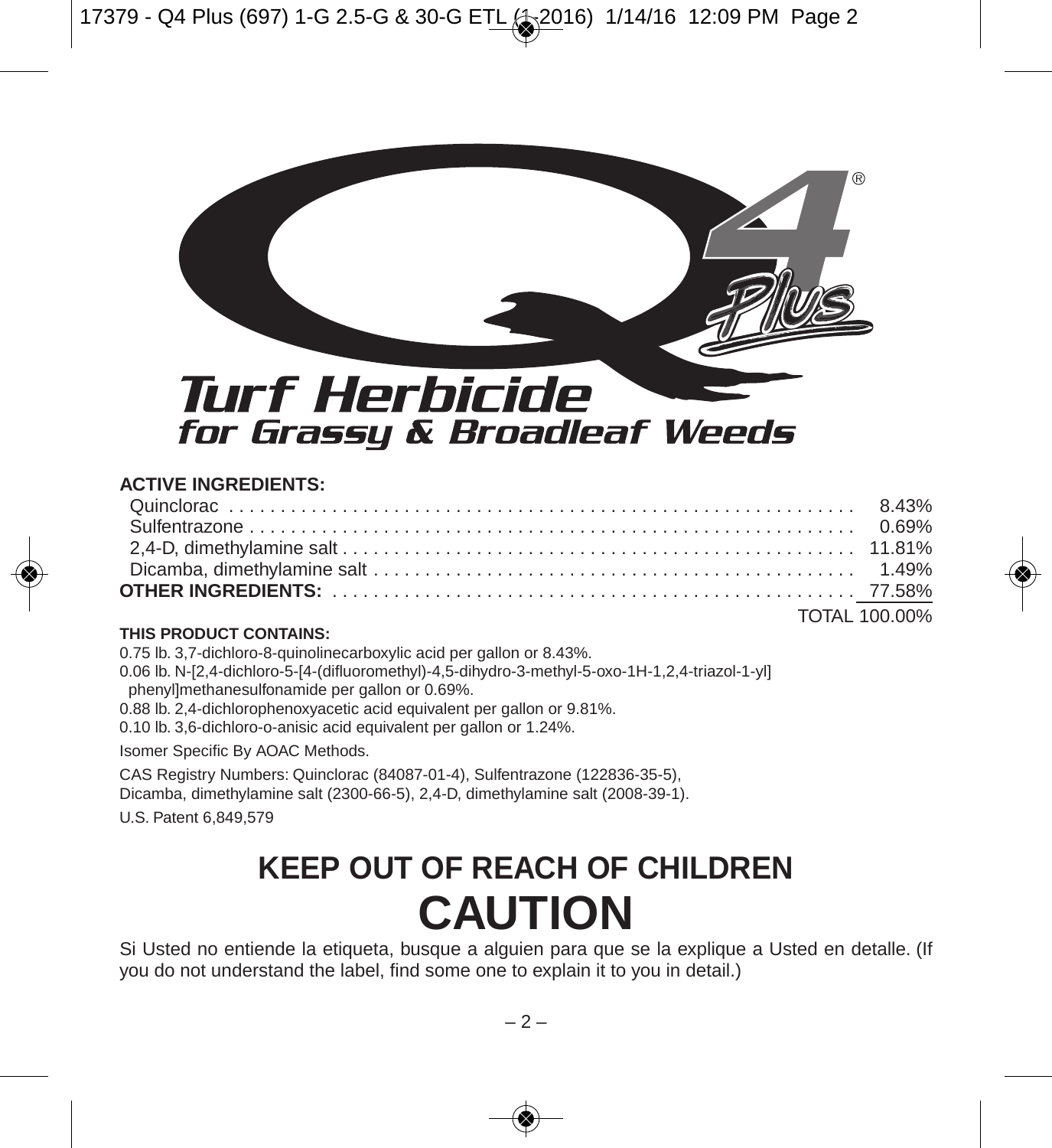# Q4® Plus

## Turf Herbicide

### for Grassy & Broadleaf Weeds

**ACTIVE INGREDIENTS:**

| | |
|---|---:|
| Quinclorac | 8.43% |
| Sulfentrazone | 0.69% |
| 2,4-D, dimethylamine salt | 11.81% |
| Dicamba, dimethylamine salt | 1.49% |
| **OTHER INGREDIENTS:** | 77.58% |
| | TOTAL 100.00% |

**THIS PRODUCT CONTAINS:**

0.75 lb. 3,7-dichloro-8-quinolinecarboxylic acid per gallon or 8.43%.

0.06 lb. N-[2,4-dichloro-5-[4-(difluoromethyl)-4,5-dihydro-3-methyl-5-oxo-1H-1,2,4-triazol-1-yl] phenyl]methanesulfonamide per gallon or 0.69%.

0.88 lb. 2,4-dichlorophenoxyacetic acid equivalent per gallon or 9.81%.

0.10 lb. 3,6-dichloro-o-anisic acid equivalent per gallon or 1.24%.

Isomer Specific By AOAC Methods.

CAS Registry Numbers: Quinclorac (84087-01-4), Sulfentrazone (122836-35-5), Dicamba, dimethylamine salt (2300-66-5), 2,4-D, dimethylamine salt (2008-39-1).

U.S. Patent 6,849,579

## KEEP OUT OF REACH OF CHILDREN

# CAUTION

Si Usted no entiende la etiqueta, busque a alguien para que se la explique a Usted en detalle. (If you do not understand the label, find some one to explain it to you in detail.)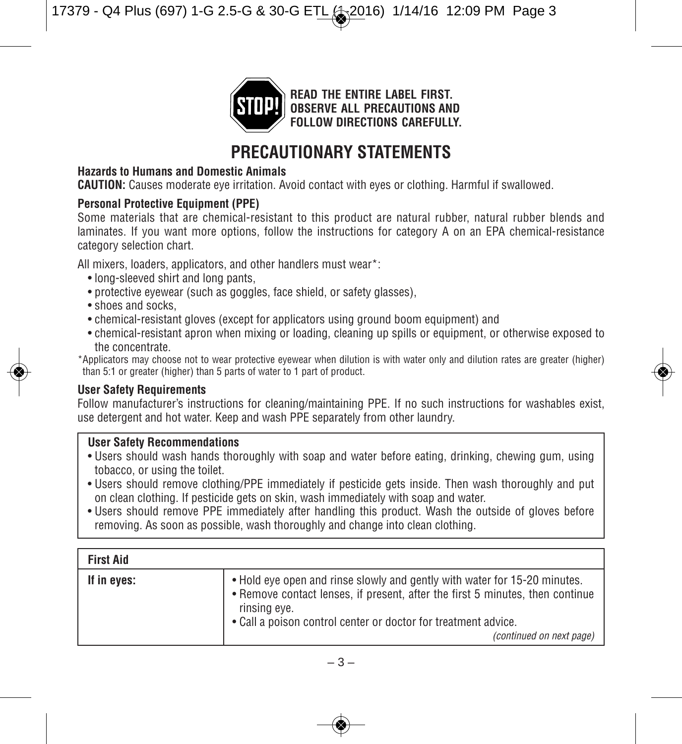**READ THE ENTIRE LABEL FIRST. OBSERVE ALL PRECAUTIONS AND FOLLOW DIRECTIONS CAREFULLY.**

# PRECAUTIONARY STATEMENTS

**Hazards to Humans and Domestic Animals**

**CAUTION:** Causes moderate eye irritation. Avoid contact with eyes or clothing. Harmful if swallowed.

**Personal Protective Equipment (PPE)**

Some materials that are chemical-resistant to this product are natural rubber, natural rubber blends and laminates. If you want more options, follow the instructions for category A on an EPA chemical-resistance category selection chart.

All mixers, loaders, applicators, and other handlers must wear*:

- long-sleeved shirt and long pants,
- protective eyewear (such as goggles, face shield, or safety glasses),
- shoes and socks,
- chemical-resistant gloves (except for applicators using ground boom equipment) and
- chemical-resistant apron when mixing or loading, cleaning up spills or equipment, or otherwise exposed to the concentrate.

*Applicators may choose not to wear protective eyewear when dilution is with water only and dilution rates are greater (higher) than 5:1 or greater (higher) than 5 parts of water to 1 part of product.

**User Safety Requirements**

Follow manufacturer's instructions for cleaning/maintaining PPE. If no such instructions for washables exist, use detergent and hot water. Keep and wash PPE separately from other laundry.

**User Safety Recommendations**

- Users should wash hands thoroughly with soap and water before eating, drinking, chewing gum, using tobacco, or using the toilet.
- Users should remove clothing/PPE immediately if pesticide gets inside. Then wash thoroughly and put on clean clothing. If pesticide gets on skin, wash immediately with soap and water.
- Users should remove PPE immediately after handling this product. Wash the outside of gloves before removing. As soon as possible, wash thoroughly and change into clean clothing.

| First Aid | |
|---|---|
| **If in eyes:** | • Hold eye open and rinse slowly and gently with water for 15-20 minutes.<br>• Remove contact lenses, if present, after the first 5 minutes, then continue rinsing eye.<br>• Call a poison control center or doctor for treatment advice.<br>*(continued on next page)* |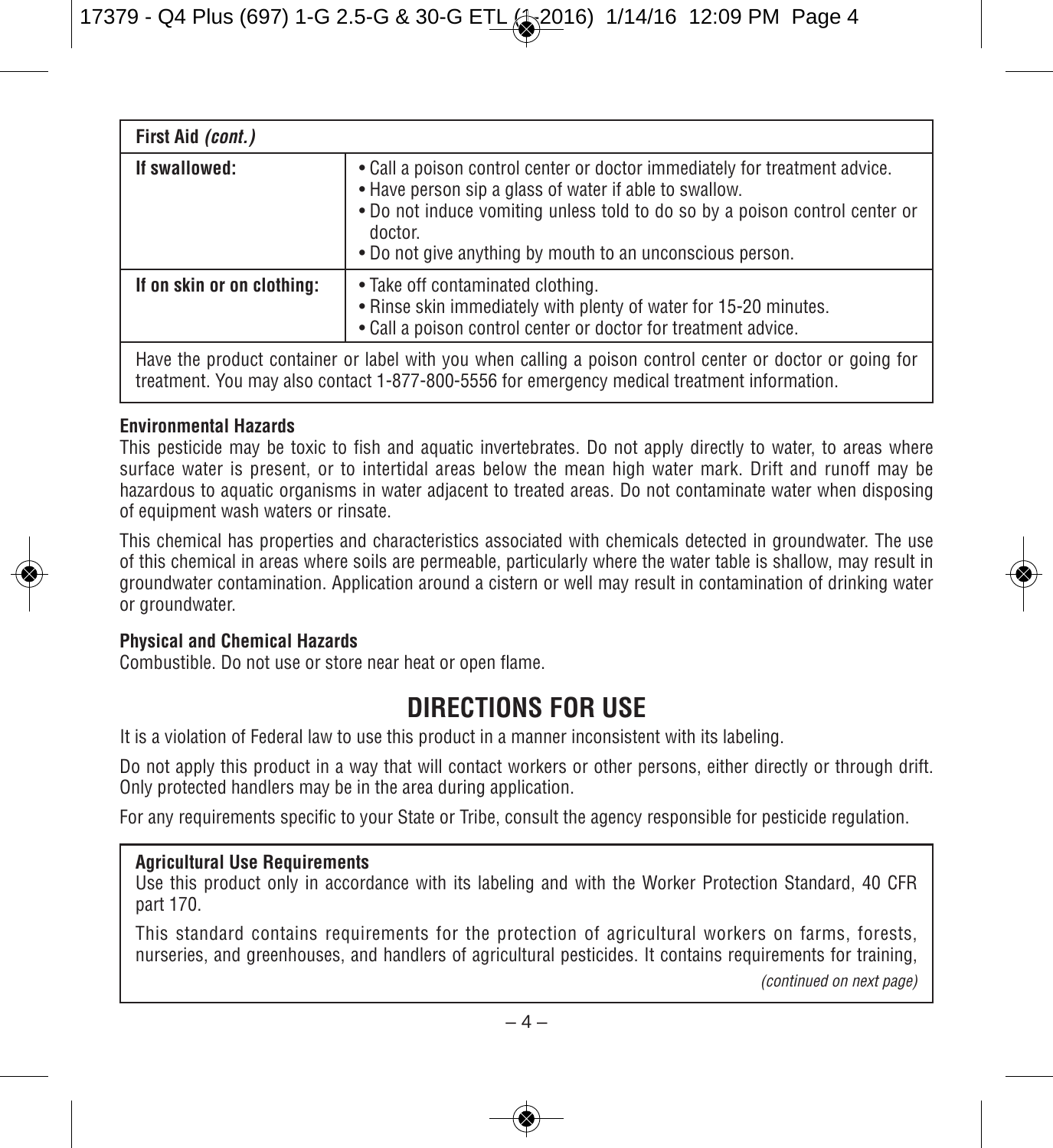| First Aid *(cont.)* | |
|---|---|
| **If swallowed:** | • Call a poison control center or doctor immediately for treatment advice.<br>• Have person sip a glass of water if able to swallow.<br>• Do not induce vomiting unless told to do so by a poison control center or doctor.<br>• Do not give anything by mouth to an unconscious person. |
| **If on skin or on clothing:** | • Take off contaminated clothing.<br>• Rinse skin immediately with plenty of water for 15-20 minutes.<br>• Call a poison control center or doctor for treatment advice. |
| Have the product container or label with you when calling a poison control center or doctor or going for treatment. You may also contact 1-877-800-5556 for emergency medical treatment information. | |

**Environmental Hazards**
This pesticide may be toxic to fish and aquatic invertebrates. Do not apply directly to water, to areas where surface water is present, or to intertidal areas below the mean high water mark. Drift and runoff may be hazardous to aquatic organisms in water adjacent to treated areas. Do not contaminate water when disposing of equipment wash waters or rinsate.

This chemical has properties and characteristics associated with chemicals detected in groundwater. The use of this chemical in areas where soils are permeable, particularly where the water table is shallow, may result in groundwater contamination. Application around a cistern or well may result in contamination of drinking water or groundwater.

**Physical and Chemical Hazards**
Combustible. Do not use or store near heat or open flame.

# DIRECTIONS FOR USE

It is a violation of Federal law to use this product in a manner inconsistent with its labeling.

Do not apply this product in a way that will contact workers or other persons, either directly or through drift. Only protected handlers may be in the area during application.

For any requirements specific to your State or Tribe, consult the agency responsible for pesticide regulation.

**Agricultural Use Requirements**
Use this product only in accordance with its labeling and with the Worker Protection Standard, 40 CFR part 170.

This standard contains requirements for the protection of agricultural workers on farms, forests, nurseries, and greenhouses, and handlers of agricultural pesticides. It contains requirements for training,

*(continued on next page)*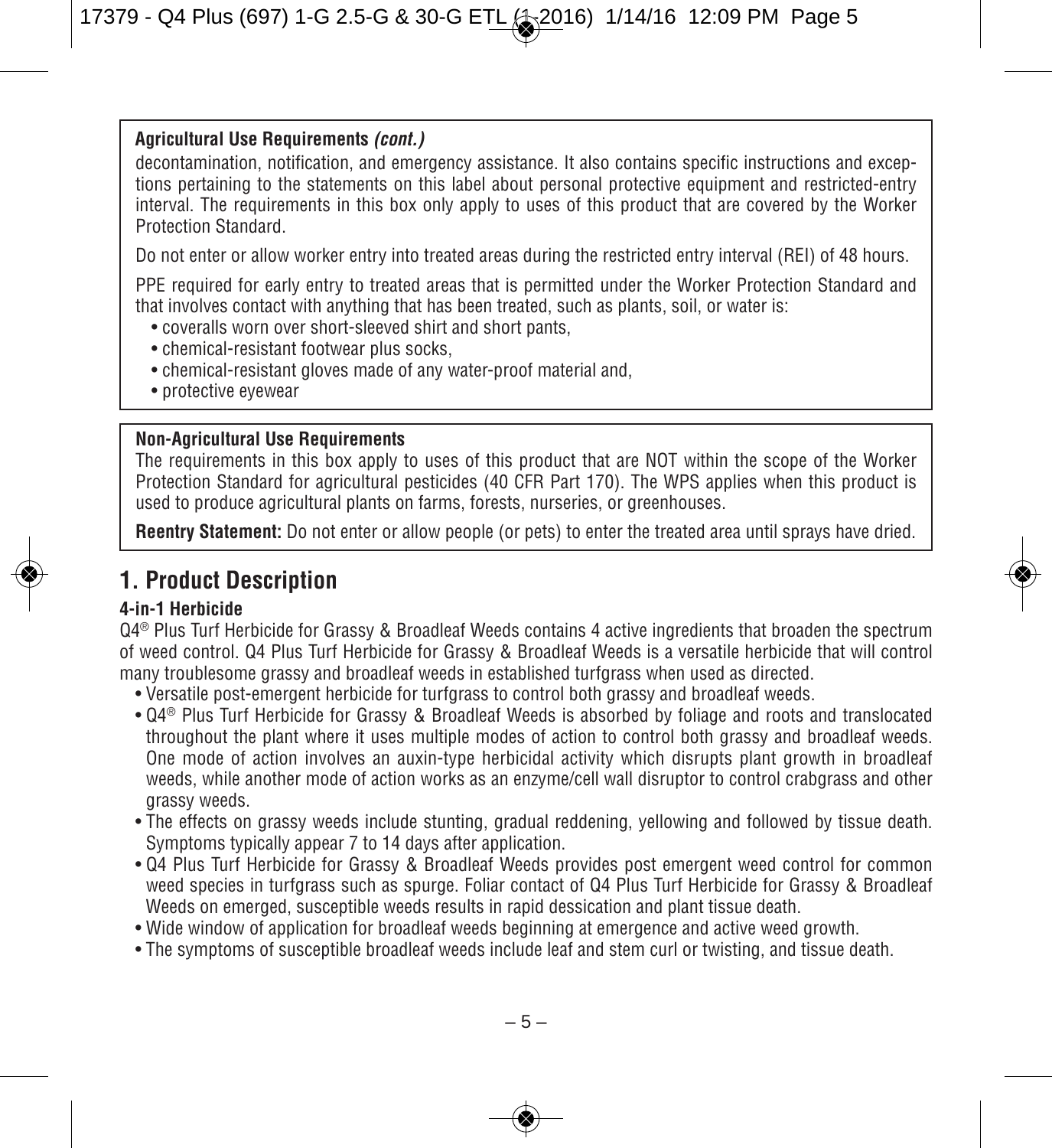**Agricultural Use Requirements *(cont.)***

decontamination, notification, and emergency assistance. It also contains specific instructions and exceptions pertaining to the statements on this label about personal protective equipment and restricted-entry interval. The requirements in this box only apply to uses of this product that are covered by the Worker Protection Standard.

Do not enter or allow worker entry into treated areas during the restricted entry interval (REI) of 48 hours.

PPE required for early entry to treated areas that is permitted under the Worker Protection Standard and that involves contact with anything that has been treated, such as plants, soil, or water is:

- coveralls worn over short-sleeved shirt and short pants,
- chemical-resistant footwear plus socks,
- chemical-resistant gloves made of any water-proof material and,
- protective eyewear

**Non-Agricultural Use Requirements**

The requirements in this box apply to uses of this product that are NOT within the scope of the Worker Protection Standard for agricultural pesticides (40 CFR Part 170). The WPS applies when this product is used to produce agricultural plants on farms, forests, nurseries, or greenhouses.

**Reentry Statement:** Do not enter or allow people (or pets) to enter the treated area until sprays have dried.

# 1. Product Description

### 4-in-1 Herbicide

Q4® Plus Turf Herbicide for Grassy & Broadleaf Weeds contains 4 active ingredients that broaden the spectrum of weed control. Q4 Plus Turf Herbicide for Grassy & Broadleaf Weeds is a versatile herbicide that will control many troublesome grassy and broadleaf weeds in established turfgrass when used as directed.

- Versatile post-emergent herbicide for turfgrass to control both grassy and broadleaf weeds.
- Q4® Plus Turf Herbicide for Grassy & Broadleaf Weeds is absorbed by foliage and roots and translocated throughout the plant where it uses multiple modes of action to control both grassy and broadleaf weeds. One mode of action involves an auxin-type herbicidal activity which disrupts plant growth in broadleaf weeds, while another mode of action works as an enzyme/cell wall disruptor to control crabgrass and other grassy weeds.
- The effects on grassy weeds include stunting, gradual reddening, yellowing and followed by tissue death. Symptoms typically appear 7 to 14 days after application.
- Q4 Plus Turf Herbicide for Grassy & Broadleaf Weeds provides post emergent weed control for common weed species in turfgrass such as spurge. Foliar contact of Q4 Plus Turf Herbicide for Grassy & Broadleaf Weeds on emerged, susceptible weeds results in rapid dessication and plant tissue death.
- Wide window of application for broadleaf weeds beginning at emergence and active weed growth.
- The symptoms of susceptible broadleaf weeds include leaf and stem curl or twisting, and tissue death.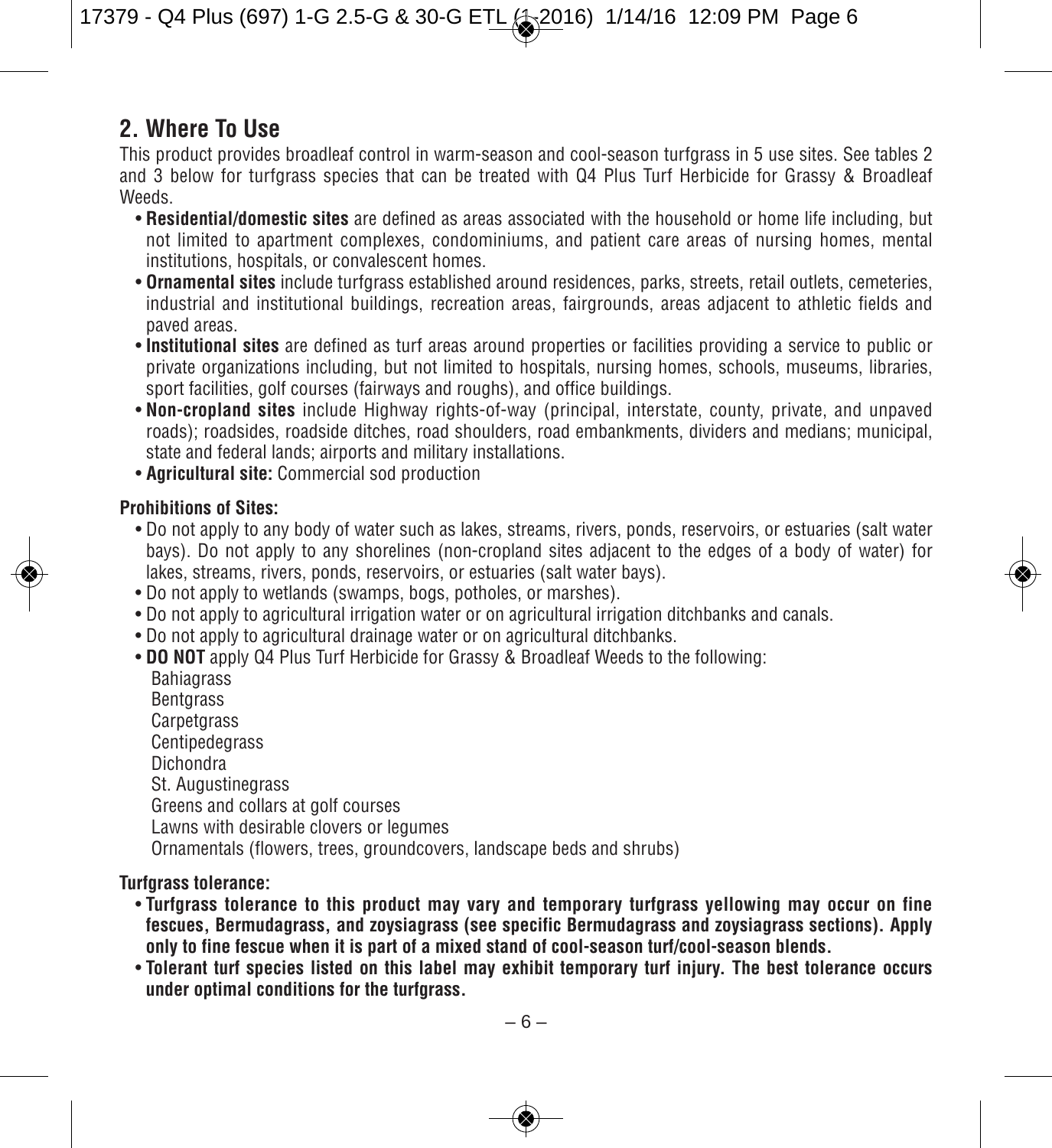## 2. Where To Use

This product provides broadleaf control in warm-season and cool-season turfgrass in 5 use sites. See tables 2 and 3 below for turfgrass species that can be treated with Q4 Plus Turf Herbicide for Grassy & Broadleaf Weeds.

- **Residential/domestic sites** are defined as areas associated with the household or home life including, but not limited to apartment complexes, condominiums, and patient care areas of nursing homes, mental institutions, hospitals, or convalescent homes.
- **Ornamental sites** include turfgrass established around residences, parks, streets, retail outlets, cemeteries, industrial and institutional buildings, recreation areas, fairgrounds, areas adjacent to athletic fields and paved areas.
- **Institutional sites** are defined as turf areas around properties or facilities providing a service to public or private organizations including, but not limited to hospitals, nursing homes, schools, museums, libraries, sport facilities, golf courses (fairways and roughs), and office buildings.
- **Non-cropland sites** include Highway rights-of-way (principal, interstate, county, private, and unpaved roads); roadsides, roadside ditches, road shoulders, road embankments, dividers and medians; municipal, state and federal lands; airports and military installations.
- **Agricultural site:** Commercial sod production

**Prohibitions of Sites:**

- Do not apply to any body of water such as lakes, streams, rivers, ponds, reservoirs, or estuaries (salt water bays). Do not apply to any shorelines (non-cropland sites adjacent to the edges of a body of water) for lakes, streams, rivers, ponds, reservoirs, or estuaries (salt water bays).
- Do not apply to wetlands (swamps, bogs, potholes, or marshes).
- Do not apply to agricultural irrigation water or on agricultural irrigation ditchbanks and canals.
- Do not apply to agricultural drainage water or on agricultural ditchbanks.
- **DO NOT** apply Q4 Plus Turf Herbicide for Grassy & Broadleaf Weeds to the following:
  - Bahiagrass
  - Bentgrass
  - Carpetgrass
  - Centipedegrass
  - Dichondra
  - St. Augustinegrass
  - Greens and collars at golf courses
  - Lawns with desirable clovers or legumes
  - Ornamentals (flowers, trees, groundcovers, landscape beds and shrubs)

**Turfgrass tolerance:**

- **Turfgrass tolerance to this product may vary and temporary turfgrass yellowing may occur on fine fescues, Bermudagrass, and zoysiagrass (see specific Bermudagrass and zoysiagrass sections). Apply only to fine fescue when it is part of a mixed stand of cool-season turf/cool-season blends.**
- **Tolerant turf species listed on this label may exhibit temporary turf injury. The best tolerance occurs under optimal conditions for the turfgrass.**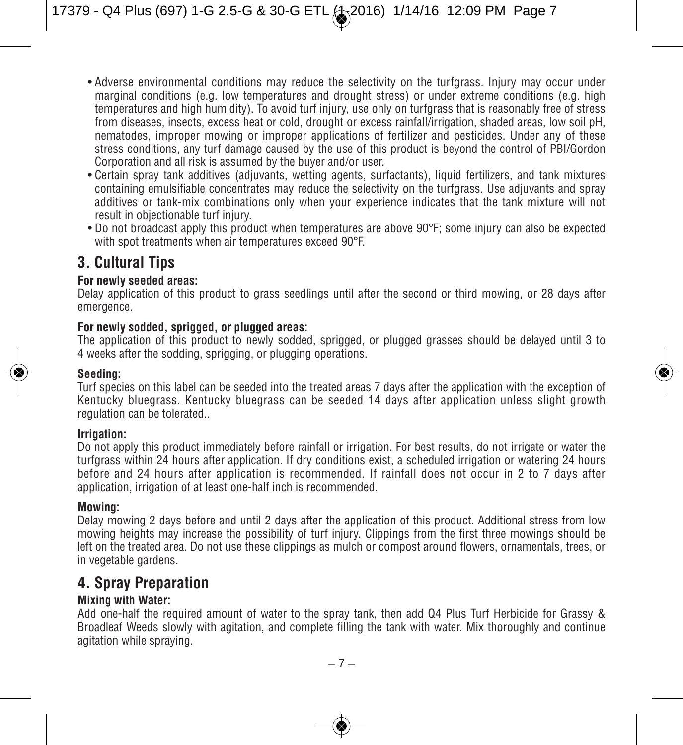- Adverse environmental conditions may reduce the selectivity on the turfgrass. Injury may occur under marginal conditions (e.g. low temperatures and drought stress) or under extreme conditions (e.g. high temperatures and high humidity). To avoid turf injury, use only on turfgrass that is reasonably free of stress from diseases, insects, excess heat or cold, drought or excess rainfall/irrigation, shaded areas, low soil pH, nematodes, improper mowing or improper applications of fertilizer and pesticides. Under any of these stress conditions, any turf damage caused by the use of this product is beyond the control of PBI/Gordon Corporation and all risk is assumed by the buyer and/or user.
- Certain spray tank additives (adjuvants, wetting agents, surfactants), liquid fertilizers, and tank mixtures containing emulsifiable concentrates may reduce the selectivity on the turfgrass. Use adjuvants and spray additives or tank-mix combinations only when your experience indicates that the tank mixture will not result in objectionable turf injury.
- Do not broadcast apply this product when temperatures are above 90°F; some injury can also be expected with spot treatments when air temperatures exceed 90°F.

## 3. Cultural Tips

**For newly seeded areas:**
Delay application of this product to grass seedlings until after the second or third mowing, or 28 days after emergence.

**For newly sodded, sprigged, or plugged areas:**
The application of this product to newly sodded, sprigged, or plugged grasses should be delayed until 3 to 4 weeks after the sodding, sprigging, or plugging operations.

**Seeding:**
Turf species on this label can be seeded into the treated areas 7 days after the application with the exception of Kentucky bluegrass. Kentucky bluegrass can be seeded 14 days after application unless slight growth regulation can be tolerated..

**Irrigation:**
Do not apply this product immediately before rainfall or irrigation. For best results, do not irrigate or water the turfgrass within 24 hours after application. If dry conditions exist, a scheduled irrigation or watering 24 hours before and 24 hours after application is recommended. If rainfall does not occur in 2 to 7 days after application, irrigation of at least one-half inch is recommended.

**Mowing:**
Delay mowing 2 days before and until 2 days after the application of this product. Additional stress from low mowing heights may increase the possibility of turf injury. Clippings from the first three mowings should be left on the treated area. Do not use these clippings as mulch or compost around flowers, ornamentals, trees, or in vegetable gardens.

## 4. Spray Preparation

**Mixing with Water:**
Add one-half the required amount of water to the spray tank, then add Q4 Plus Turf Herbicide for Grassy & Broadleaf Weeds slowly with agitation, and complete filling the tank with water. Mix thoroughly and continue agitation while spraying.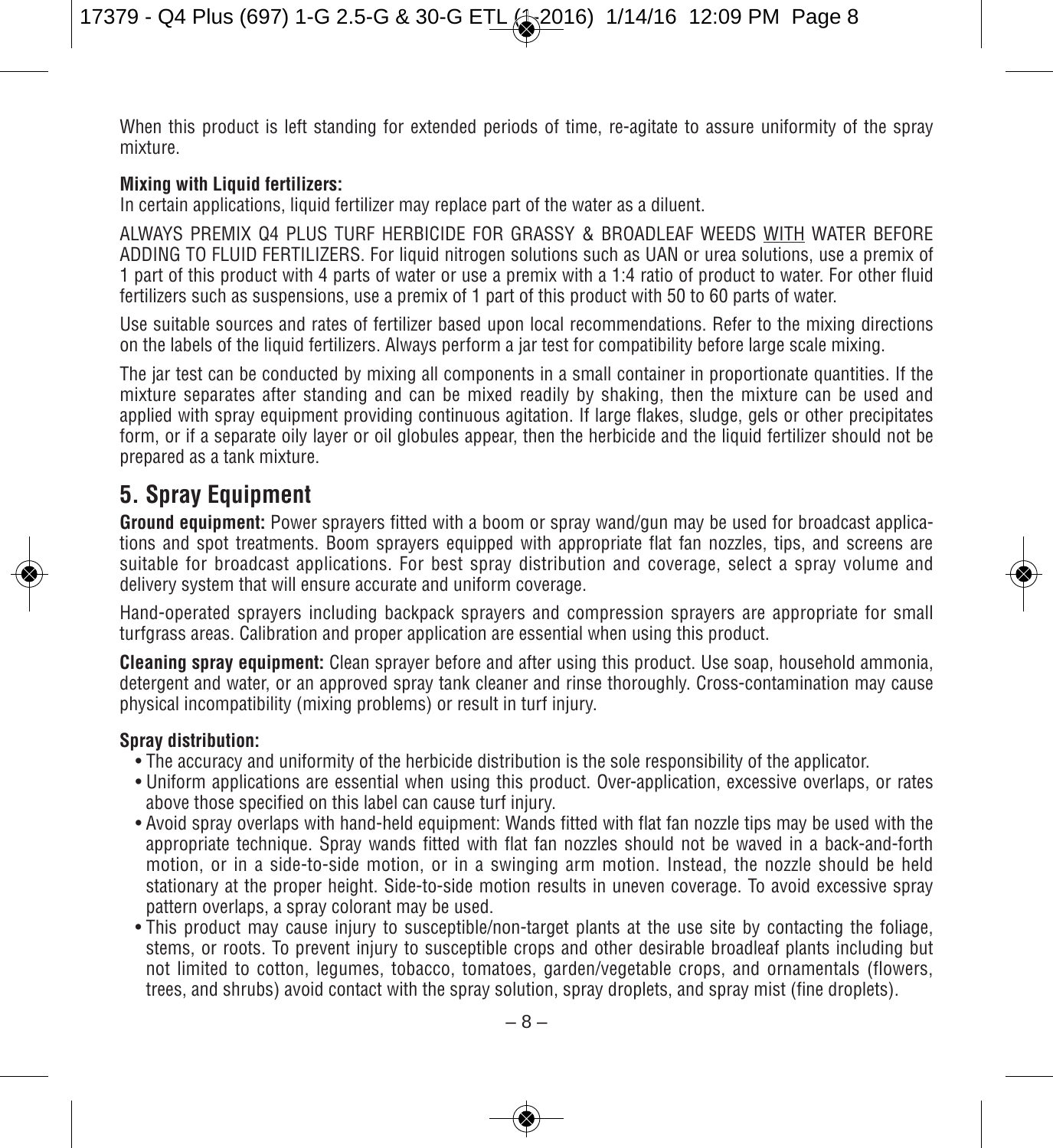When this product is left standing for extended periods of time, re-agitate to assure uniformity of the spray mixture.

**Mixing with Liquid fertilizers:**
In certain applications, liquid fertilizer may replace part of the water as a diluent.

ALWAYS PREMIX Q4 PLUS TURF HERBICIDE FOR GRASSY & BROADLEAF WEEDS WITH WATER BEFORE ADDING TO FLUID FERTILIZERS. For liquid nitrogen solutions such as UAN or urea solutions, use a premix of 1 part of this product with 4 parts of water or use a premix with a 1:4 ratio of product to water. For other fluid fertilizers such as suspensions, use a premix of 1 part of this product with 50 to 60 parts of water.

Use suitable sources and rates of fertilizer based upon local recommendations. Refer to the mixing directions on the labels of the liquid fertilizers. Always perform a jar test for compatibility before large scale mixing.

The jar test can be conducted by mixing all components in a small container in proportionate quantities. If the mixture separates after standing and can be mixed readily by shaking, then the mixture can be used and applied with spray equipment providing continuous agitation. If large flakes, sludge, gels or other precipitates form, or if a separate oily layer or oil globules appear, then the herbicide and the liquid fertilizer should not be prepared as a tank mixture.

## 5. Spray Equipment

**Ground equipment:** Power sprayers fitted with a boom or spray wand/gun may be used for broadcast applications and spot treatments. Boom sprayers equipped with appropriate flat fan nozzles, tips, and screens are suitable for broadcast applications. For best spray distribution and coverage, select a spray volume and delivery system that will ensure accurate and uniform coverage.

Hand-operated sprayers including backpack sprayers and compression sprayers are appropriate for small turfgrass areas. Calibration and proper application are essential when using this product.

**Cleaning spray equipment:** Clean sprayer before and after using this product. Use soap, household ammonia, detergent and water, or an approved spray tank cleaner and rinse thoroughly. Cross-contamination may cause physical incompatibility (mixing problems) or result in turf injury.

**Spray distribution:**

- The accuracy and uniformity of the herbicide distribution is the sole responsibility of the applicator.
- Uniform applications are essential when using this product. Over-application, excessive overlaps, or rates above those specified on this label can cause turf injury.
- Avoid spray overlaps with hand-held equipment: Wands fitted with flat fan nozzle tips may be used with the appropriate technique. Spray wands fitted with flat fan nozzles should not be waved in a back-and-forth motion, or in a side-to-side motion, or in a swinging arm motion. Instead, the nozzle should be held stationary at the proper height. Side-to-side motion results in uneven coverage. To avoid excessive spray pattern overlaps, a spray colorant may be used.
- This product may cause injury to susceptible/non-target plants at the use site by contacting the foliage, stems, or roots. To prevent injury to susceptible crops and other desirable broadleaf plants including but not limited to cotton, legumes, tobacco, tomatoes, garden/vegetable crops, and ornamentals (flowers, trees, and shrubs) avoid contact with the spray solution, spray droplets, and spray mist (fine droplets).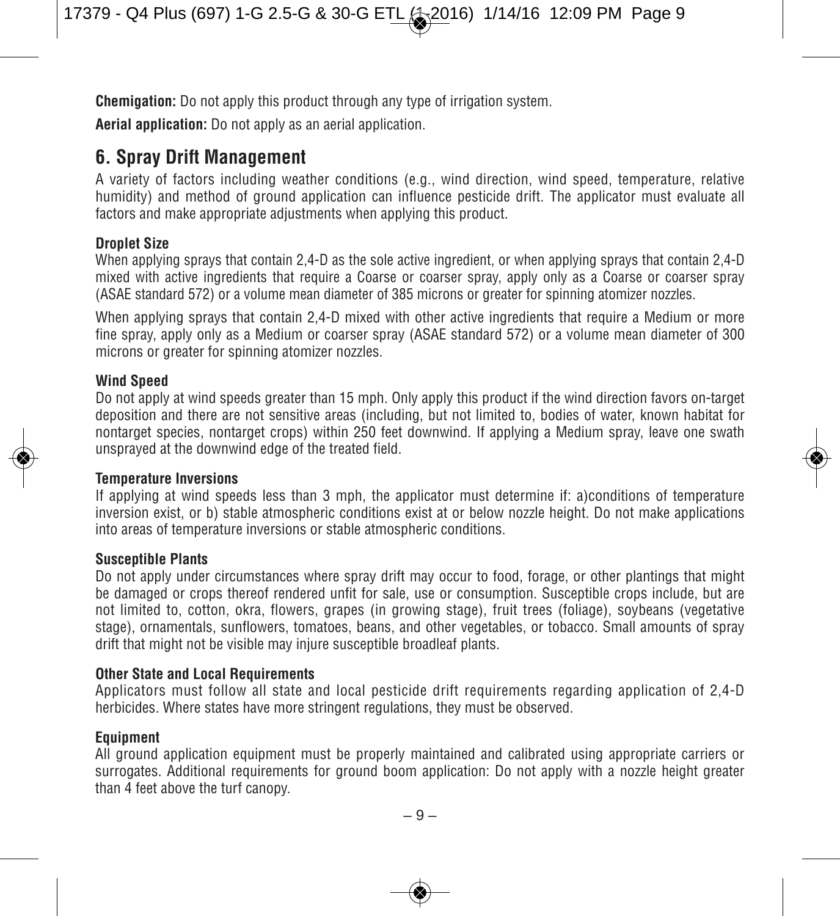**Chemigation:** Do not apply this product through any type of irrigation system.

**Aerial application:** Do not apply as an aerial application.

## 6. Spray Drift Management

A variety of factors including weather conditions (e.g., wind direction, wind speed, temperature, relative humidity) and method of ground application can influence pesticide drift. The applicator must evaluate all factors and make appropriate adjustments when applying this product.

**Droplet Size**

When applying sprays that contain 2,4-D as the sole active ingredient, or when applying sprays that contain 2,4-D mixed with active ingredients that require a Coarse or coarser spray, apply only as a Coarse or coarser spray (ASAE standard 572) or a volume mean diameter of 385 microns or greater for spinning atomizer nozzles.

When applying sprays that contain 2,4-D mixed with other active ingredients that require a Medium or more fine spray, apply only as a Medium or coarser spray (ASAE standard 572) or a volume mean diameter of 300 microns or greater for spinning atomizer nozzles.

**Wind Speed**

Do not apply at wind speeds greater than 15 mph. Only apply this product if the wind direction favors on-target deposition and there are not sensitive areas (including, but not limited to, bodies of water, known habitat for nontarget species, nontarget crops) within 250 feet downwind. If applying a Medium spray, leave one swath unsprayed at the downwind edge of the treated field.

**Temperature Inversions**

If applying at wind speeds less than 3 mph, the applicator must determine if: a)conditions of temperature inversion exist, or b) stable atmospheric conditions exist at or below nozzle height. Do not make applications into areas of temperature inversions or stable atmospheric conditions.

**Susceptible Plants**

Do not apply under circumstances where spray drift may occur to food, forage, or other plantings that might be damaged or crops thereof rendered unfit for sale, use or consumption. Susceptible crops include, but are not limited to, cotton, okra, flowers, grapes (in growing stage), fruit trees (foliage), soybeans (vegetative stage), ornamentals, sunflowers, tomatoes, beans, and other vegetables, or tobacco. Small amounts of spray drift that might not be visible may injure susceptible broadleaf plants.

**Other State and Local Requirements**

Applicators must follow all state and local pesticide drift requirements regarding application of 2,4-D herbicides. Where states have more stringent regulations, they must be observed.

**Equipment**

All ground application equipment must be properly maintained and calibrated using appropriate carriers or surrogates. Additional requirements for ground boom application: Do not apply with a nozzle height greater than 4 feet above the turf canopy.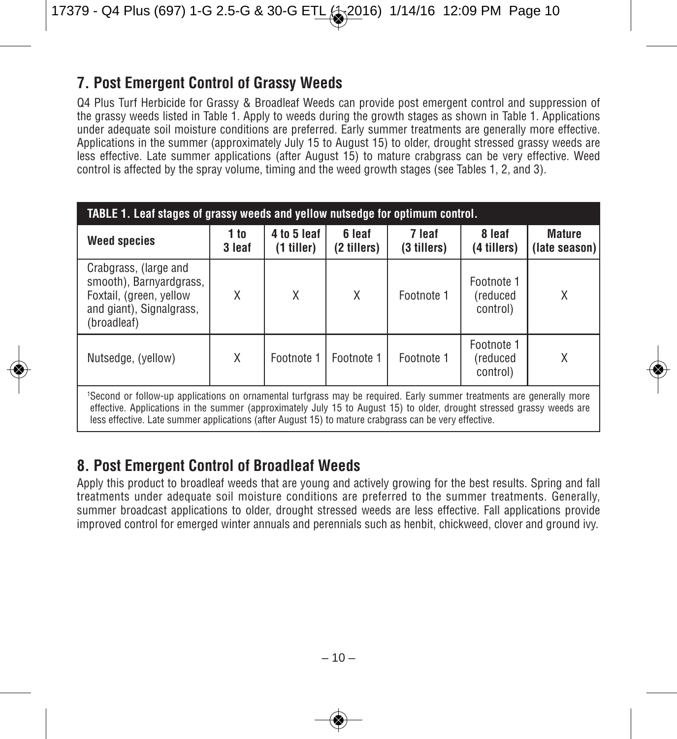## 7. Post Emergent Control of Grassy Weeds

Q4 Plus Turf Herbicide for Grassy & Broadleaf Weeds can provide post emergent control and suppression of the grassy weeds listed in Table 1. Apply to weeds during the growth stages as shown in Table 1. Applications under adequate soil moisture conditions are preferred. Early summer treatments are generally more effective. Applications in the summer (approximately July 15 to August 15) to older, drought stressed grassy weeds are less effective. Late summer applications (after August 15) to mature crabgrass can be very effective. Weed control is affected by the spray volume, timing and the weed growth stages (see Tables 1, 2, and 3).

**TABLE 1. Leaf stages of grassy weeds and yellow nutsedge for optimum control.**

| Weed species | 1 to 3 leaf | 4 to 5 leaf (1 tiller) | 6 leaf (2 tillers) | 7 leaf (3 tillers) | 8 leaf (4 tillers) | Mature (late season) |
|---|---|---|---|---|---|---|
| Crabgrass, (large and smooth), Barnyardgrass, Foxtail, (green, yellow and giant), Signalgrass, (broadleaf) | X | X | X | Footnote 1 | Footnote 1 (reduced control) | X |
| Nutsedge, (yellow) | X | Footnote 1 | Footnote 1 | Footnote 1 | Footnote 1 (reduced control) | X |

[1]Second or follow-up applications on ornamental turfgrass may be required. Early summer treatments are generally more effective. Applications in the summer (approximately July 15 to August 15) to older, drought stressed grassy weeds are less effective. Late summer applications (after August 15) to mature crabgrass can be very effective.

## 8. Post Emergent Control of Broadleaf Weeds

Apply this product to broadleaf weeds that are young and actively growing for the best results. Spring and fall treatments under adequate soil moisture conditions are preferred to the summer treatments. Generally, summer broadcast applications to older, drought stressed weeds are less effective. Fall applications provide improved control for emerged winter annuals and perennials such as henbit, chickweed, clover and ground ivy.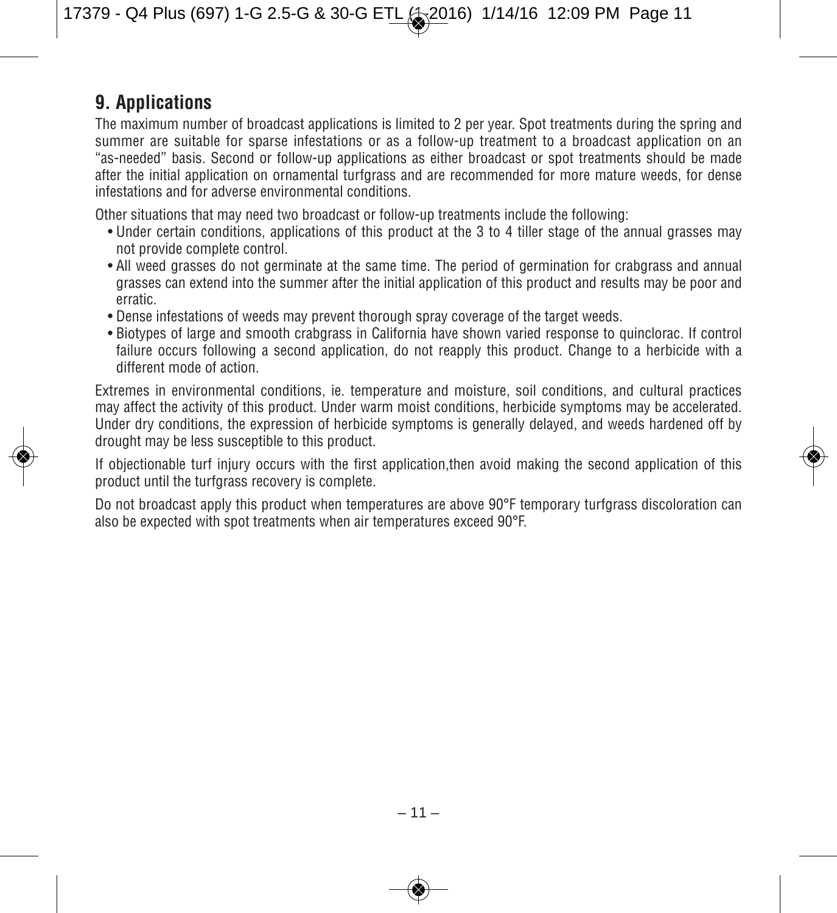## 9. Applications

The maximum number of broadcast applications is limited to 2 per year. Spot treatments during the spring and summer are suitable for sparse infestations or as a follow-up treatment to a broadcast application on an "as-needed" basis. Second or follow-up applications as either broadcast or spot treatments should be made after the initial application on ornamental turfgrass and are recommended for more mature weeds, for dense infestations and for adverse environmental conditions.

Other situations that may need two broadcast or follow-up treatments include the following:

- Under certain conditions, applications of this product at the 3 to 4 tiller stage of the annual grasses may not provide complete control.
- All weed grasses do not germinate at the same time. The period of germination for crabgrass and annual grasses can extend into the summer after the initial application of this product and results may be poor and erratic.
- Dense infestations of weeds may prevent thorough spray coverage of the target weeds.
- Biotypes of large and smooth crabgrass in California have shown varied response to quinclorac. If control failure occurs following a second application, do not reapply this product. Change to a herbicide with a different mode of action.

Extremes in environmental conditions, ie. temperature and moisture, soil conditions, and cultural practices may affect the activity of this product. Under warm moist conditions, herbicide symptoms may be accelerated. Under dry conditions, the expression of herbicide symptoms is generally delayed, and weeds hardened off by drought may be less susceptible to this product.

If objectionable turf injury occurs with the first application,then avoid making the second application of this product until the turfgrass recovery is complete.

Do not broadcast apply this product when temperatures are above 90°F temporary turfgrass discoloration can also be expected with spot treatments when air temperatures exceed 90°F.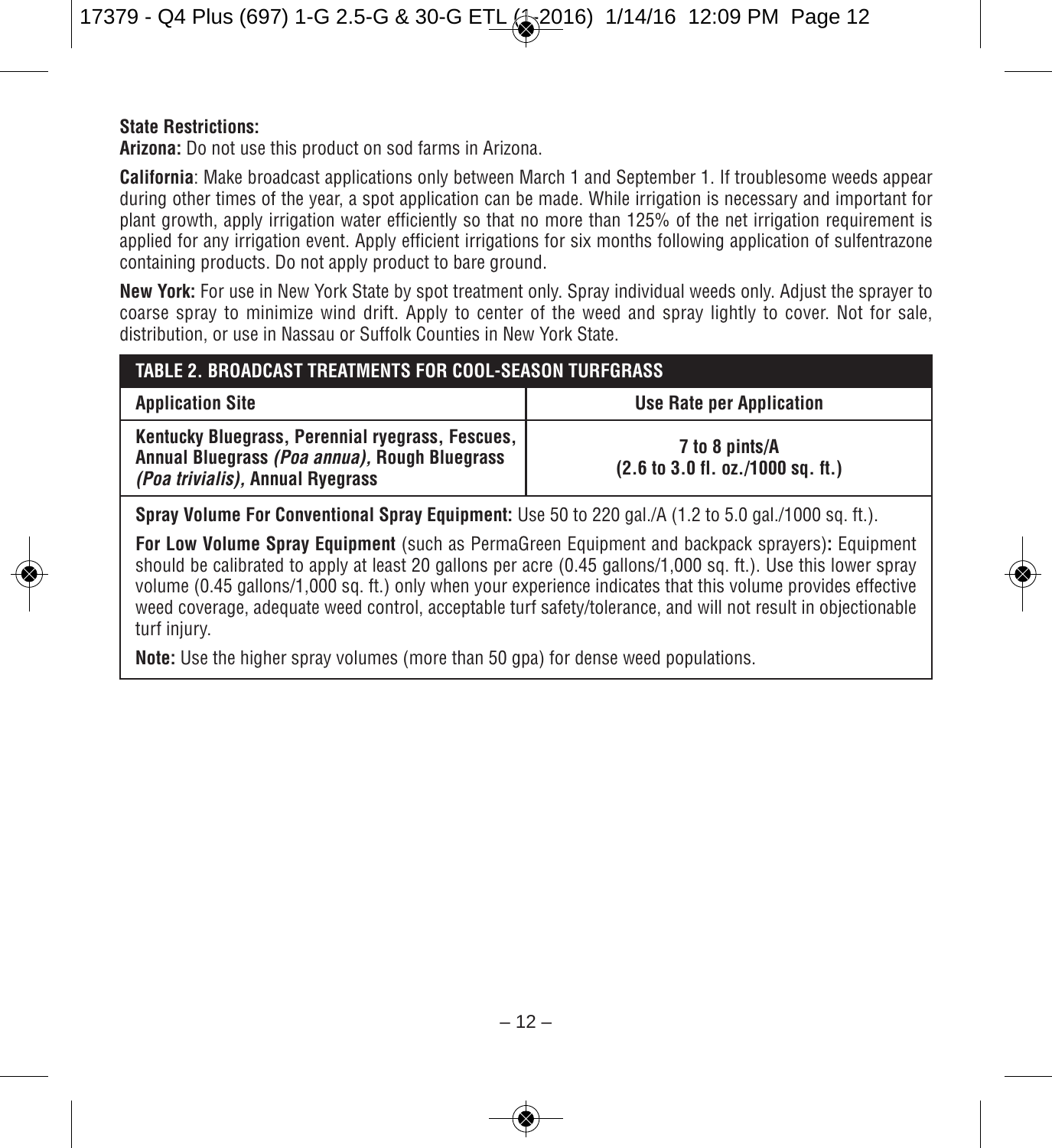**State Restrictions:**

**Arizona:** Do not use this product on sod farms in Arizona.

**California**: Make broadcast applications only between March 1 and September 1. If troublesome weeds appear during other times of the year, a spot application can be made. While irrigation is necessary and important for plant growth, apply irrigation water efficiently so that no more than 125% of the net irrigation requirement is applied for any irrigation event. Apply efficient irrigations for six months following application of sulfentrazone containing products. Do not apply product to bare ground.

**New York:** For use in New York State by spot treatment only. Spray individual weeds only. Adjust the sprayer to coarse spray to minimize wind drift. Apply to center of the weed and spray lightly to cover. Not for sale, distribution, or use in Nassau or Suffolk Counties in New York State.

| TABLE 2. BROADCAST TREATMENTS FOR COOL-SEASON TURFGRASS | |
|---|---|
| **Application Site** | **Use Rate per Application** |
| **Kentucky Bluegrass, Perennial ryegrass, Fescues, Annual Bluegrass *(Poa annua),* Rough Bluegrass *(Poa trivialis),* Annual Ryegrass** | **7 to 8 pints/A (2.6 to 3.0 fl. oz./1000 sq. ft.)** |

**Spray Volume For Conventional Spray Equipment:** Use 50 to 220 gal./A (1.2 to 5.0 gal./1000 sq. ft.).

**For Low Volume Spray Equipment** (such as PermaGreen Equipment and backpack sprayers)**:** Equipment should be calibrated to apply at least 20 gallons per acre (0.45 gallons/1,000 sq. ft.). Use this lower spray volume (0.45 gallons/1,000 sq. ft.) only when your experience indicates that this volume provides effective weed coverage, adequate weed control, acceptable turf safety/tolerance, and will not result in objectionable turf injury.

**Note:** Use the higher spray volumes (more than 50 gpa) for dense weed populations.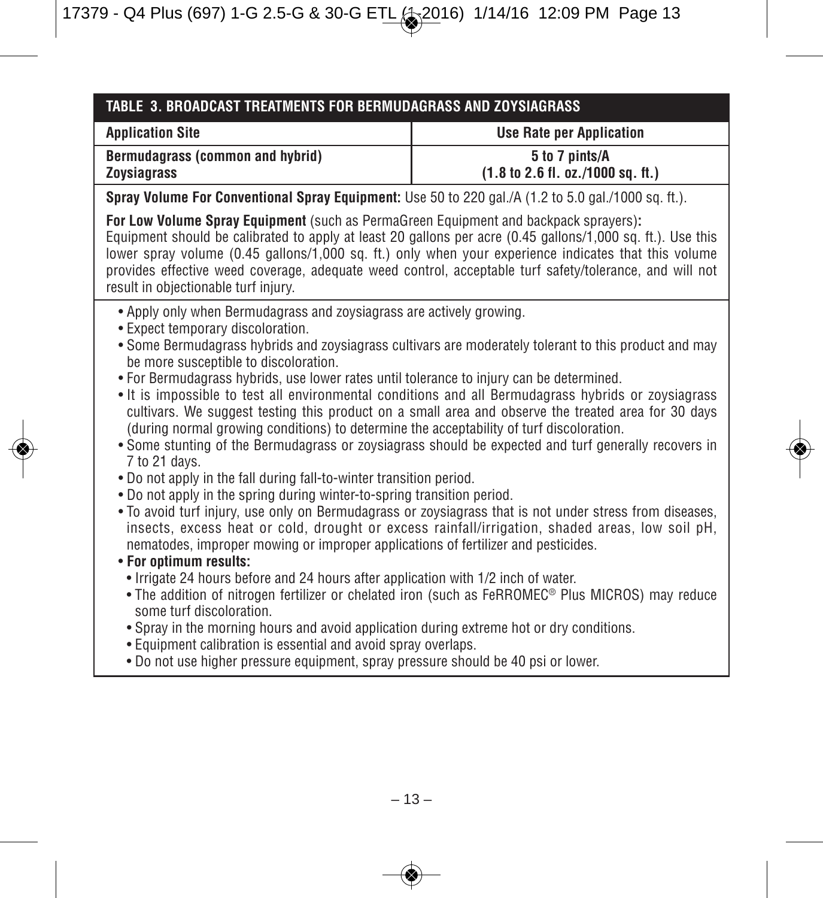| TABLE 3. BROADCAST TREATMENTS FOR BERMUDAGRASS AND ZOYSIAGRASS | |
|---|---|
| **Application Site** | **Use Rate per Application** |
| **Bermudagrass (common and hybrid)**<br>**Zoysiagrass** | **5 to 7 pints/A**<br>**(1.8 to 2.6 fl. oz./1000 sq. ft.)** |

**Spray Volume For Conventional Spray Equipment:** Use 50 to 220 gal./A (1.2 to 5.0 gal./1000 sq. ft.).

**For Low Volume Spray Equipment** (such as PermaGreen Equipment and backpack sprayers)**:**
Equipment should be calibrated to apply at least 20 gallons per acre (0.45 gallons/1,000 sq. ft.). Use this lower spray volume (0.45 gallons/1,000 sq. ft.) only when your experience indicates that this volume provides effective weed coverage, adequate weed control, acceptable turf safety/tolerance, and will not result in objectionable turf injury.

- Apply only when Bermudagrass and zoysiagrass are actively growing.
- Expect temporary discoloration.
- Some Bermudagrass hybrids and zoysiagrass cultivars are moderately tolerant to this product and may be more susceptible to discoloration.
- For Bermudagrass hybrids, use lower rates until tolerance to injury can be determined.
- It is impossible to test all environmental conditions and all Bermudagrass hybrids or zoysiagrass cultivars. We suggest testing this product on a small area and observe the treated area for 30 days (during normal growing conditions) to determine the acceptability of turf discoloration.
- Some stunting of the Bermudagrass or zoysiagrass should be expected and turf generally recovers in 7 to 21 days.
- Do not apply in the fall during fall-to-winter transition period.
- Do not apply in the spring during winter-to-spring transition period.
- To avoid turf injury, use only on Bermudagrass or zoysiagrass that is not under stress from diseases, insects, excess heat or cold, drought or excess rainfall/irrigation, shaded areas, low soil pH, nematodes, improper mowing or improper applications of fertilizer and pesticides.
- **For optimum results:**
  - Irrigate 24 hours before and 24 hours after application with 1/2 inch of water.
  - The addition of nitrogen fertilizer or chelated iron (such as FeRROMEC® Plus MICROS) may reduce some turf discoloration.
  - Spray in the morning hours and avoid application during extreme hot or dry conditions.
  - Equipment calibration is essential and avoid spray overlaps.
  - Do not use higher pressure equipment, spray pressure should be 40 psi or lower.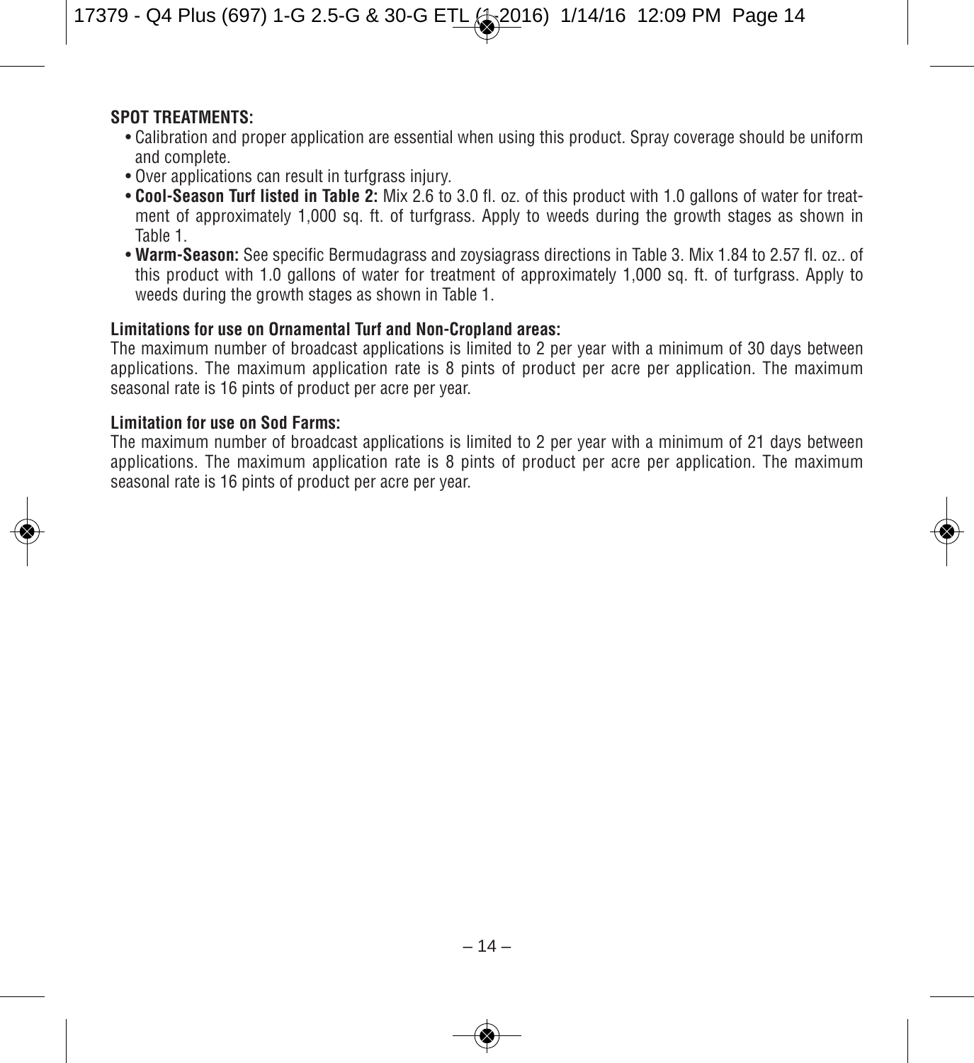**SPOT TREATMENTS:**

- Calibration and proper application are essential when using this product. Spray coverage should be uniform and complete.
- Over applications can result in turfgrass injury.
- **Cool-Season Turf listed in Table 2:** Mix 2.6 to 3.0 fl. oz. of this product with 1.0 gallons of water for treatment of approximately 1,000 sq. ft. of turfgrass. Apply to weeds during the growth stages as shown in Table 1.
- **Warm-Season:** See specific Bermudagrass and zoysiagrass directions in Table 3. Mix 1.84 to 2.57 fl. oz.. of this product with 1.0 gallons of water for treatment of approximately 1,000 sq. ft. of turfgrass. Apply to weeds during the growth stages as shown in Table 1.

**Limitations for use on Ornamental Turf and Non-Cropland areas:**

The maximum number of broadcast applications is limited to 2 per year with a minimum of 30 days between applications. The maximum application rate is 8 pints of product per acre per application. The maximum seasonal rate is 16 pints of product per acre per year.

**Limitation for use on Sod Farms:**

The maximum number of broadcast applications is limited to 2 per year with a minimum of 21 days between applications. The maximum application rate is 8 pints of product per acre per application. The maximum seasonal rate is 16 pints of product per acre per year.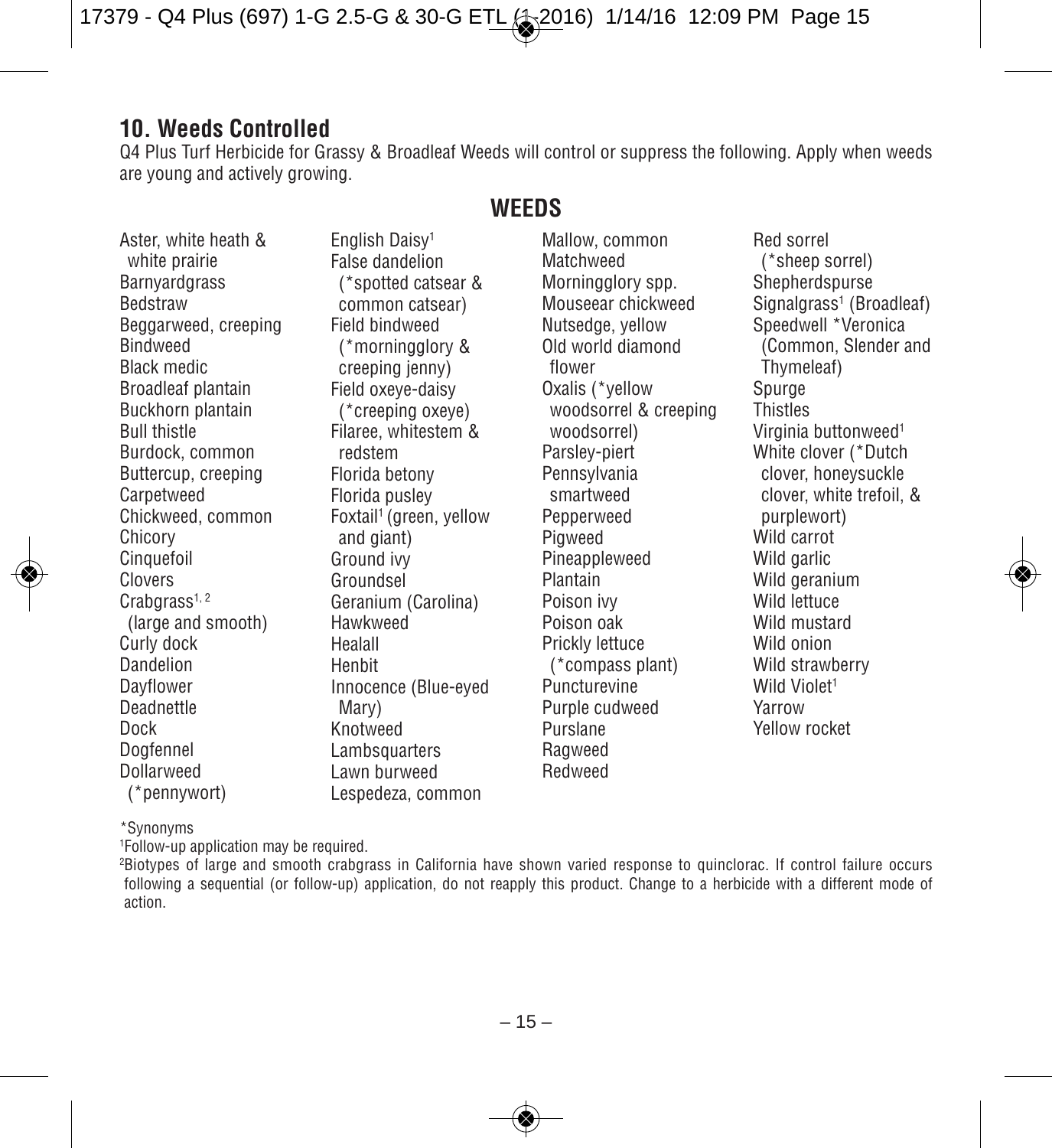## 10. Weeds Controlled

Q4 Plus Turf Herbicide for Grassy & Broadleaf Weeds will control or suppress the following. Apply when weeds are young and actively growing.

### WEEDS

Aster, white heath & white prairie
Barnyardgrass
Bedstraw
Beggarweed, creeping
Bindweed
Black medic
Broadleaf plantain
Buckhorn plantain
Bull thistle
Burdock, common
Buttercup, creeping
Carpetweed
Chickweed, common
Chicory
Cinquefoil
Clovers
Crabgrass[1, 2] (large and smooth)
Curly dock
Dandelion
Dayflower
Deadnettle
Dock
Dogfennel
Dollarweed (*pennywort)
English Daisy[1]
False dandelion (*spotted catsear & common catsear)
Field bindweed (*morningglory & creeping jenny)
Field oxeye-daisy (*creeping oxeye)
Filaree, whitestem & redstem
Florida betony
Florida pusley
Foxtail[1] (green, yellow and giant)
Ground ivy
Groundsel
Geranium (Carolina)
Hawkweed
Healall
Henbit
Innocence (Blue-eyed Mary)
Knotweed
Lambsquarters
Lawn burweed
Lespedeza, common
Mallow, common
Matchweed
Morningglory spp.
Mouseear chickweed
Nutsedge, yellow
Old world diamond flower
Oxalis (*yellow woodsorrel & creeping woodsorrel)
Parsley-piert
Pennsylvania smartweed
Pepperweed
Pigweed
Pineappleweed
Plantain
Poison ivy
Poison oak
Prickly lettuce (*compass plant)
Puncturevine
Purple cudweed
Purslane
Ragweed
Redweed
Red sorrel (*sheep sorrel)
Shepherdspurse
Signalgrass[1] (Broadleaf)
Speedwell *Veronica (Common, Slender and Thymeleaf)
Spurge
Thistles
Virginia buttonweed[1]
White clover (*Dutch clover, honeysuckle clover, white trefoil, & purplewort)
Wild carrot
Wild garlic
Wild geranium
Wild lettuce
Wild mustard
Wild onion
Wild strawberry
Wild Violet[1]
Yarrow
Yellow rocket

*Synonyms

[1]Follow-up application may be required.

[2]Biotypes of large and smooth crabgrass in California have shown varied response to quinclorac. If control failure occurs following a sequential (or follow-up) application, do not reapply this product. Change to a herbicide with a different mode of action.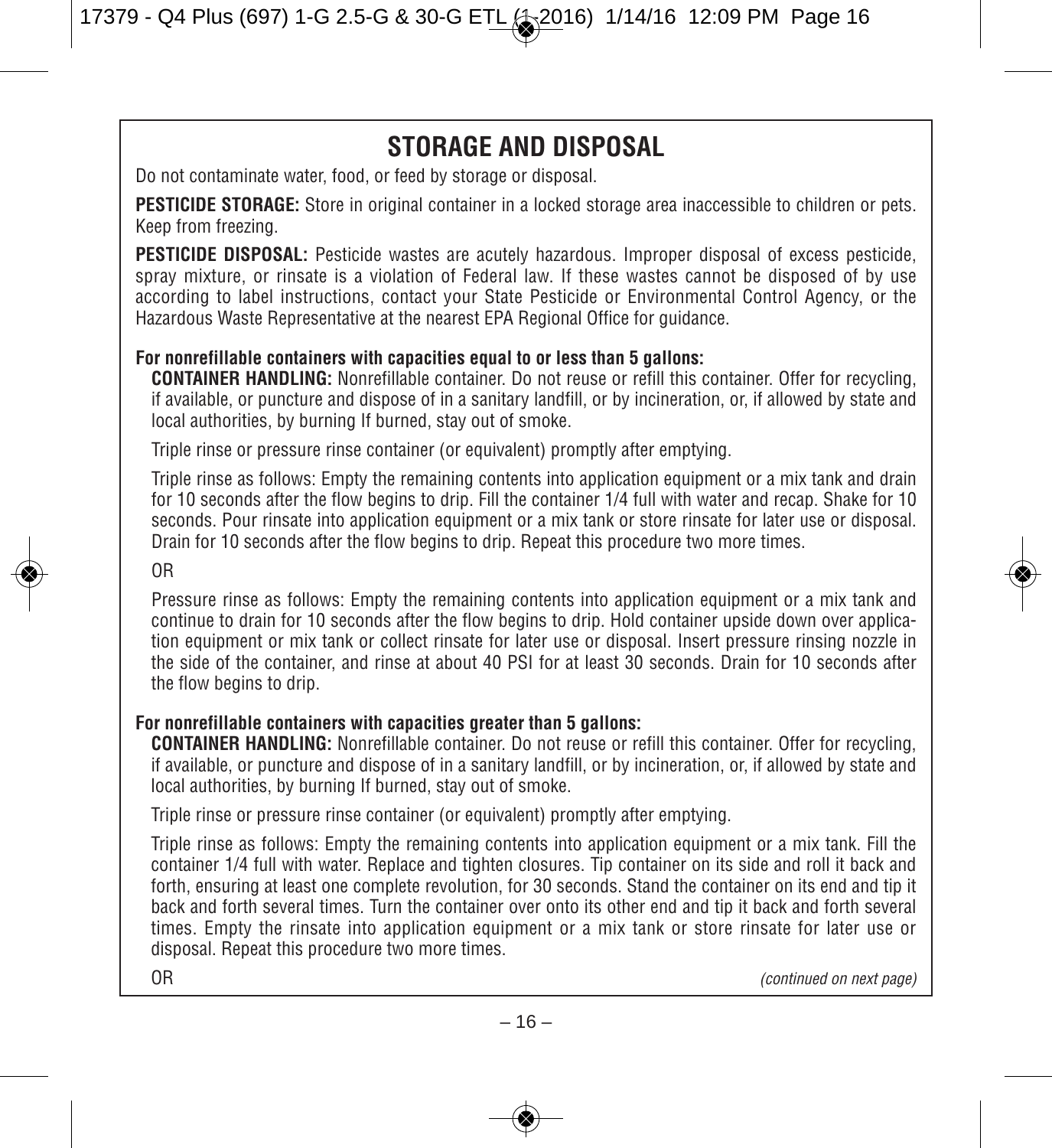# STORAGE AND DISPOSAL

Do not contaminate water, food, or feed by storage or disposal.

**PESTICIDE STORAGE:** Store in original container in a locked storage area inaccessible to children or pets. Keep from freezing.

**PESTICIDE DISPOSAL:** Pesticide wastes are acutely hazardous. Improper disposal of excess pesticide, spray mixture, or rinsate is a violation of Federal law. If these wastes cannot be disposed of by use according to label instructions, contact your State Pesticide or Environmental Control Agency, or the Hazardous Waste Representative at the nearest EPA Regional Office for guidance.

**For nonrefillable containers with capacities equal to or less than 5 gallons:**

**CONTAINER HANDLING:** Nonrefillable container. Do not reuse or refill this container. Offer for recycling, if available, or puncture and dispose of in a sanitary landfill, or by incineration, or, if allowed by state and local authorities, by burning If burned, stay out of smoke.

Triple rinse or pressure rinse container (or equivalent) promptly after emptying.

Triple rinse as follows: Empty the remaining contents into application equipment or a mix tank and drain for 10 seconds after the flow begins to drip. Fill the container 1/4 full with water and recap. Shake for 10 seconds. Pour rinsate into application equipment or a mix tank or store rinsate for later use or disposal. Drain for 10 seconds after the flow begins to drip. Repeat this procedure two more times.

OR

Pressure rinse as follows: Empty the remaining contents into application equipment or a mix tank and continue to drain for 10 seconds after the flow begins to drip. Hold container upside down over application equipment or mix tank or collect rinsate for later use or disposal. Insert pressure rinsing nozzle in the side of the container, and rinse at about 40 PSI for at least 30 seconds. Drain for 10 seconds after the flow begins to drip.

**For nonrefillable containers with capacities greater than 5 gallons:**

**CONTAINER HANDLING:** Nonrefillable container. Do not reuse or refill this container. Offer for recycling, if available, or puncture and dispose of in a sanitary landfill, or by incineration, or, if allowed by state and local authorities, by burning If burned, stay out of smoke.

Triple rinse or pressure rinse container (or equivalent) promptly after emptying.

Triple rinse as follows: Empty the remaining contents into application equipment or a mix tank. Fill the container 1/4 full with water. Replace and tighten closures. Tip container on its side and roll it back and forth, ensuring at least one complete revolution, for 30 seconds. Stand the container on its end and tip it back and forth several times. Turn the container over onto its other end and tip it back and forth several times. Empty the rinsate into application equipment or a mix tank or store rinsate for later use or disposal. Repeat this procedure two more times.

OR

*(continued on next page)*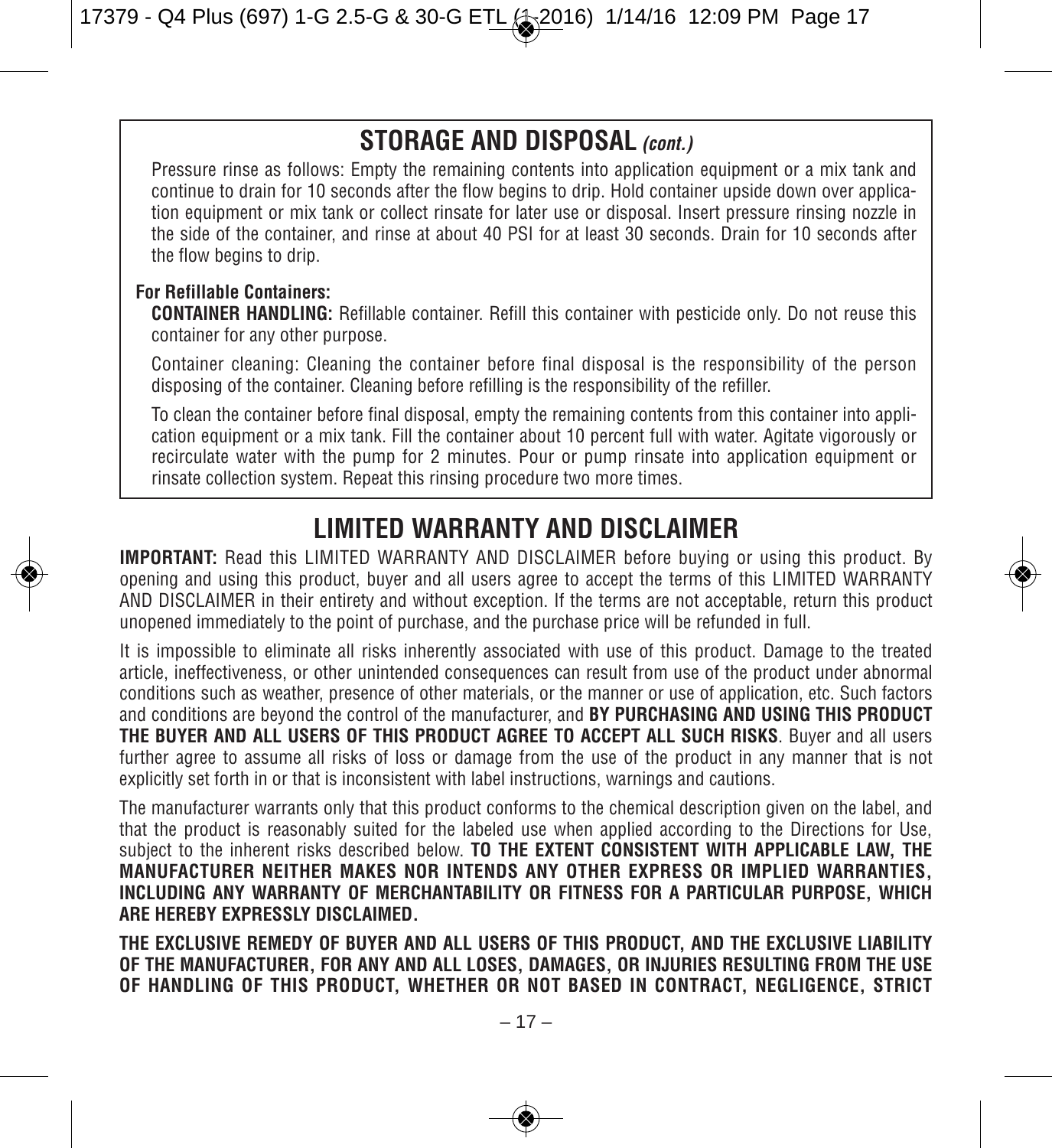## STORAGE AND DISPOSAL *(cont.)*

Pressure rinse as follows: Empty the remaining contents into application equipment or a mix tank and continue to drain for 10 seconds after the flow begins to drip. Hold container upside down over application equipment or mix tank or collect rinsate for later use or disposal. Insert pressure rinsing nozzle in the side of the container, and rinse at about 40 PSI for at least 30 seconds. Drain for 10 seconds after the flow begins to drip.

**For Refillable Containers:**

**CONTAINER HANDLING:** Refillable container. Refill this container with pesticide only. Do not reuse this container for any other purpose.

Container cleaning: Cleaning the container before final disposal is the responsibility of the person disposing of the container. Cleaning before refilling is the responsibility of the refiller.

To clean the container before final disposal, empty the remaining contents from this container into application equipment or a mix tank. Fill the container about 10 percent full with water. Agitate vigorously or recirculate water with the pump for 2 minutes. Pour or pump rinsate into application equipment or rinsate collection system. Repeat this rinsing procedure two more times.

## LIMITED WARRANTY AND DISCLAIMER

**IMPORTANT:** Read this LIMITED WARRANTY AND DISCLAIMER before buying or using this product. By opening and using this product, buyer and all users agree to accept the terms of this LIMITED WARRANTY AND DISCLAIMER in their entirety and without exception. If the terms are not acceptable, return this product unopened immediately to the point of purchase, and the purchase price will be refunded in full.

It is impossible to eliminate all risks inherently associated with use of this product. Damage to the treated article, ineffectiveness, or other unintended consequences can result from use of the product under abnormal conditions such as weather, presence of other materials, or the manner or use of application, etc. Such factors and conditions are beyond the control of the manufacturer, and **BY PURCHASING AND USING THIS PRODUCT THE BUYER AND ALL USERS OF THIS PRODUCT AGREE TO ACCEPT ALL SUCH RISKS**. Buyer and all users further agree to assume all risks of loss or damage from the use of the product in any manner that is not explicitly set forth in or that is inconsistent with label instructions, warnings and cautions.

The manufacturer warrants only that this product conforms to the chemical description given on the label, and that the product is reasonably suited for the labeled use when applied according to the Directions for Use, subject to the inherent risks described below. **TO THE EXTENT CONSISTENT WITH APPLICABLE LAW, THE MANUFACTURER NEITHER MAKES NOR INTENDS ANY OTHER EXPRESS OR IMPLIED WARRANTIES, INCLUDING ANY WARRANTY OF MERCHANTABILITY OR FITNESS FOR A PARTICULAR PURPOSE, WHICH ARE HEREBY EXPRESSLY DISCLAIMED.**

**THE EXCLUSIVE REMEDY OF BUYER AND ALL USERS OF THIS PRODUCT, AND THE EXCLUSIVE LIABILITY OF THE MANUFACTURER, FOR ANY AND ALL LOSES, DAMAGES, OR INJURIES RESULTING FROM THE USE OF HANDLING OF THIS PRODUCT, WHETHER OR NOT BASED IN CONTRACT, NEGLIGENCE, STRICT**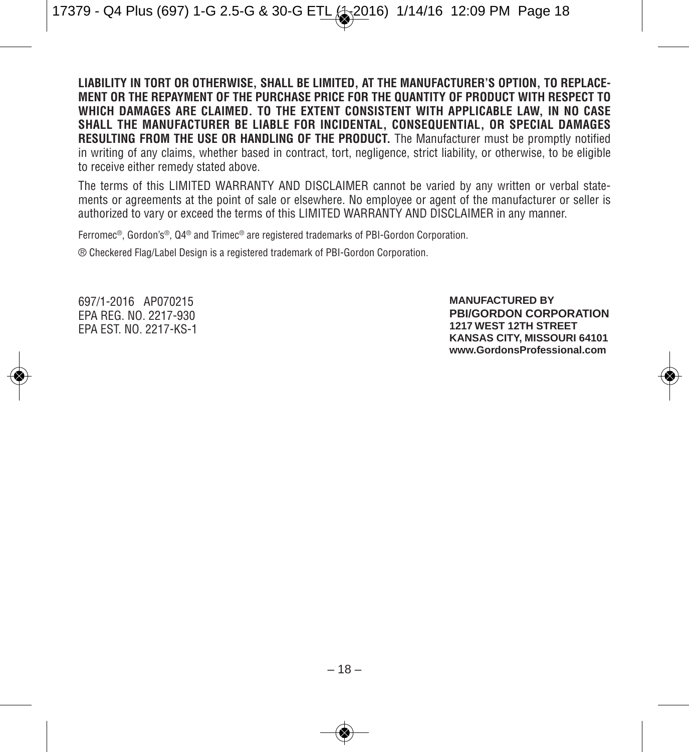**LIABILITY IN TORT OR OTHERWISE, SHALL BE LIMITED, AT THE MANUFACTURER'S OPTION, TO REPLACEMENT OR THE REPAYMENT OF THE PURCHASE PRICE FOR THE QUANTITY OF PRODUCT WITH RESPECT TO WHICH DAMAGES ARE CLAIMED. TO THE EXTENT CONSISTENT WITH APPLICABLE LAW, IN NO CASE SHALL THE MANUFACTURER BE LIABLE FOR INCIDENTAL, CONSEQUENTIAL, OR SPECIAL DAMAGES RESULTING FROM THE USE OR HANDLING OF THE PRODUCT.** The Manufacturer must be promptly notified in writing of any claims, whether based in contract, tort, negligence, strict liability, or otherwise, to be eligible to receive either remedy stated above.

The terms of this LIMITED WARRANTY AND DISCLAIMER cannot be varied by any written or verbal statements or agreements at the point of sale or elsewhere. No employee or agent of the manufacturer or seller is authorized to vary or exceed the terms of this LIMITED WARRANTY AND DISCLAIMER in any manner.

Ferromec®, Gordon's®, Q4® and Trimec® are registered trademarks of PBI-Gordon Corporation.

® Checkered Flag/Label Design is a registered trademark of PBI-Gordon Corporation.

697/1-2016 AP070215
EPA REG. NO. 2217-930
EPA EST. NO. 2217-KS-1

**MANUFACTURED BY**
**PBI/GORDON CORPORATION**
**1217 WEST 12TH STREET**
**KANSAS CITY, MISSOURI 64101**
**www.GordonsProfessional.com**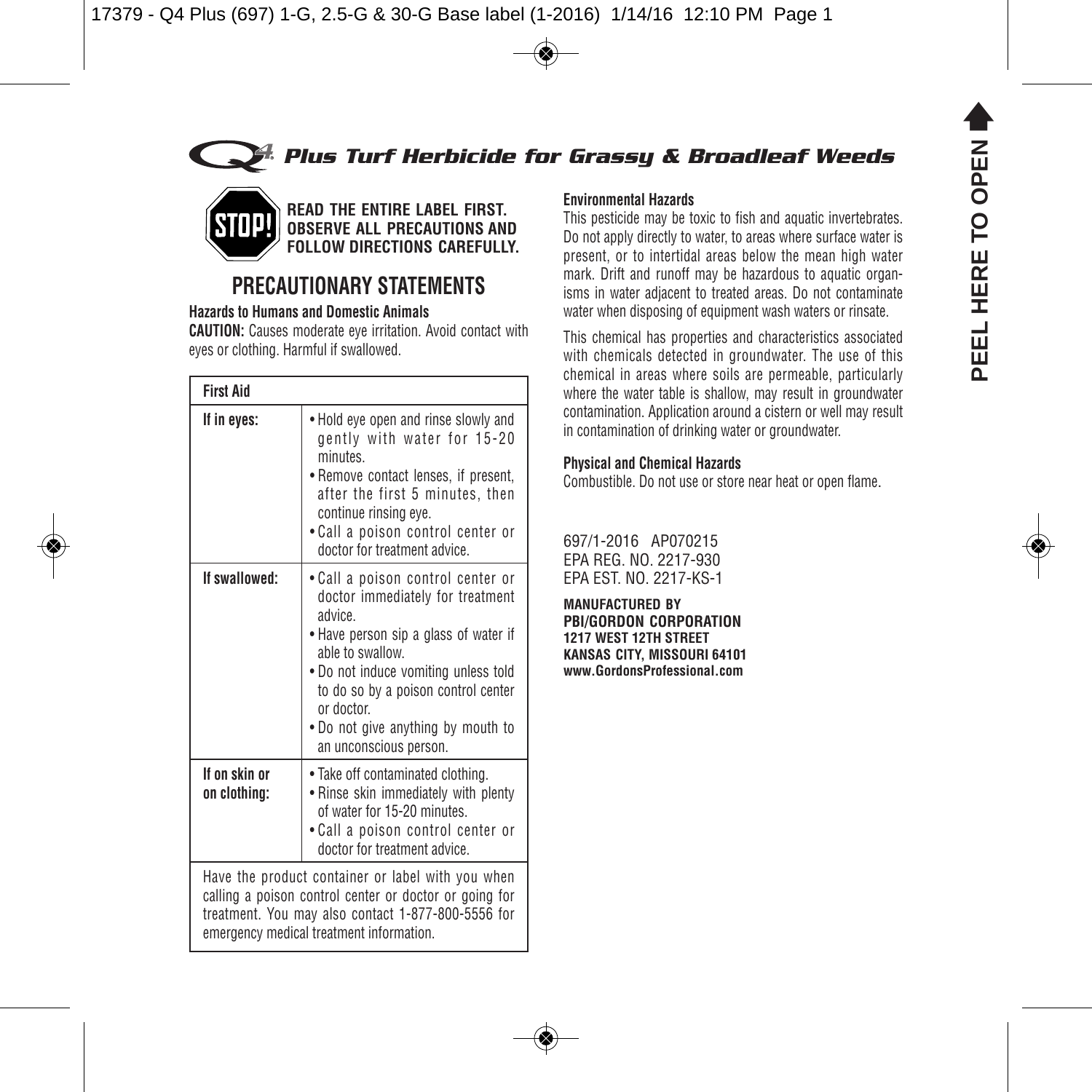# Q4 Plus Turf Herbicide for Grassy & Broadleaf Weeds

**STOP! READ THE ENTIRE LABEL FIRST. OBSERVE ALL PRECAUTIONS AND FOLLOW DIRECTIONS CAREFULLY.**

## PRECAUTIONARY STATEMENTS

### Hazards to Humans and Domestic Animals

**CAUTION:** Causes moderate eye irritation. Avoid contact with eyes or clothing. Harmful if swallowed.

| First Aid | |
|---|---|
| **If in eyes:** | • Hold eye open and rinse slowly and gently with water for 15-20 minutes.<br>• Remove contact lenses, if present, after the first 5 minutes, then continue rinsing eye.<br>• Call a poison control center or doctor for treatment advice. |
| **If swallowed:** | • Call a poison control center or doctor immediately for treatment advice.<br>• Have person sip a glass of water if able to swallow.<br>• Do not induce vomiting unless told to do so by a poison control center or doctor.<br>• Do not give anything by mouth to an unconscious person. |
| **If on skin or on clothing:** | • Take off contaminated clothing.<br>• Rinse skin immediately with plenty of water for 15-20 minutes.<br>• Call a poison control center or doctor for treatment advice. |
| Have the product container or label with you when calling a poison control center or doctor or going for treatment. You may also contact 1-877-800-5556 for emergency medical treatment information. | |

### Environmental Hazards

This pesticide may be toxic to fish and aquatic invertebrates. Do not apply directly to water, to areas where surface water is present, or to intertidal areas below the mean high water mark. Drift and runoff may be hazardous to aquatic organisms in water adjacent to treated areas. Do not contaminate water when disposing of equipment wash waters or rinsate.

This chemical has properties and characteristics associated with chemicals detected in groundwater. The use of this chemical in areas where soils are permeable, particularly where the water table is shallow, may result in groundwater contamination. Application around a cistern or well may result in contamination of drinking water or groundwater.

### Physical and Chemical Hazards

Combustible. Do not use or store near heat or open flame.

697/1-2016 AP070215
EPA REG. NO. 2217-930
EPA EST. NO. 2217-KS-1

**MANUFACTURED BY**
**PBI/GORDON CORPORATION**
**1217 WEST 12TH STREET**
**KANSAS CITY, MISSOURI 64101**
**www.GordonsProfessional.com**

PEEL HERE TO OPEN